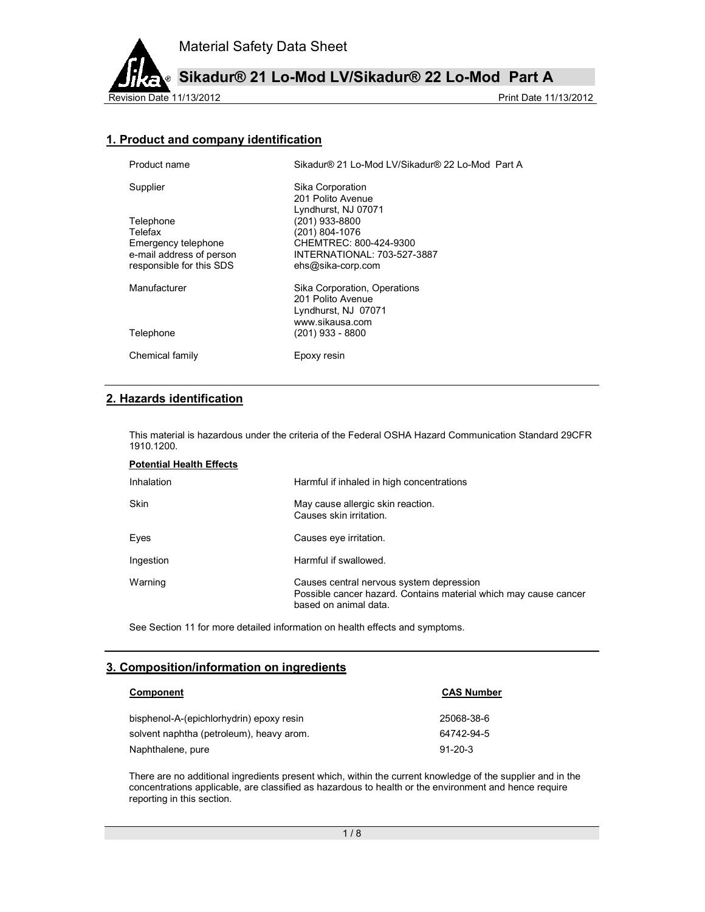# Material Safety Data Sheet

## Sikadur® 21 Lo-Mod LV/Sikadur® 22 Lo-Mod Part A

Revision Date 11/13/2012 Print Date 11/13/2012

## 1. Product and company identification

| | |
|---|---|
| Product name | Sikadur® 21 Lo-Mod LV/Sikadur® 22 Lo-Mod Part A |
| Supplier | Sika Corporation<br>201 Polito Avenue<br>Lyndhurst, NJ 07071 |
| Telephone | (201) 933-8800 |
| Telefax | (201) 804-1076 |
| Emergency telephone | CHEMTREC: 800-424-9300 |
| e-mail address of person responsible for this SDS | INTERNATIONAL: 703-527-3887<br>ehs@sika-corp.com |
| Manufacturer | Sika Corporation, Operations<br>201 Polito Avenue<br>Lyndhurst, NJ 07071<br>www.sikausa.com |
| Telephone | (201) 933 - 8800 |
| Chemical family | Epoxy resin |

## 2. Hazards identification

This material is hazardous under the criteria of the Federal OSHA Hazard Communication Standard 29CFR 1910.1200.

**Potential Health Effects**

| | |
|---|---|
| Inhalation | Harmful if inhaled in high concentrations |
| Skin | May cause allergic skin reaction.<br>Causes skin irritation. |
| Eyes | Causes eye irritation. |
| Ingestion | Harmful if swallowed. |
| Warning | Causes central nervous system depression<br>Possible cancer hazard. Contains material which may cause cancer based on animal data. |

See Section 11 for more detailed information on health effects and symptoms.

## 3. Composition/information on ingredients

| Component | CAS Number |
|---|---|
| bisphenol-A-(epichlorhydrin) epoxy resin | 25068-38-6 |
| solvent naphtha (petroleum), heavy arom. | 64742-94-5 |
| Naphthalene, pure | 91-20-3 |

There are no additional ingredients present which, within the current knowledge of the supplier and in the concentrations applicable, are classified as hazardous to health or the environment and hence require reporting in this section.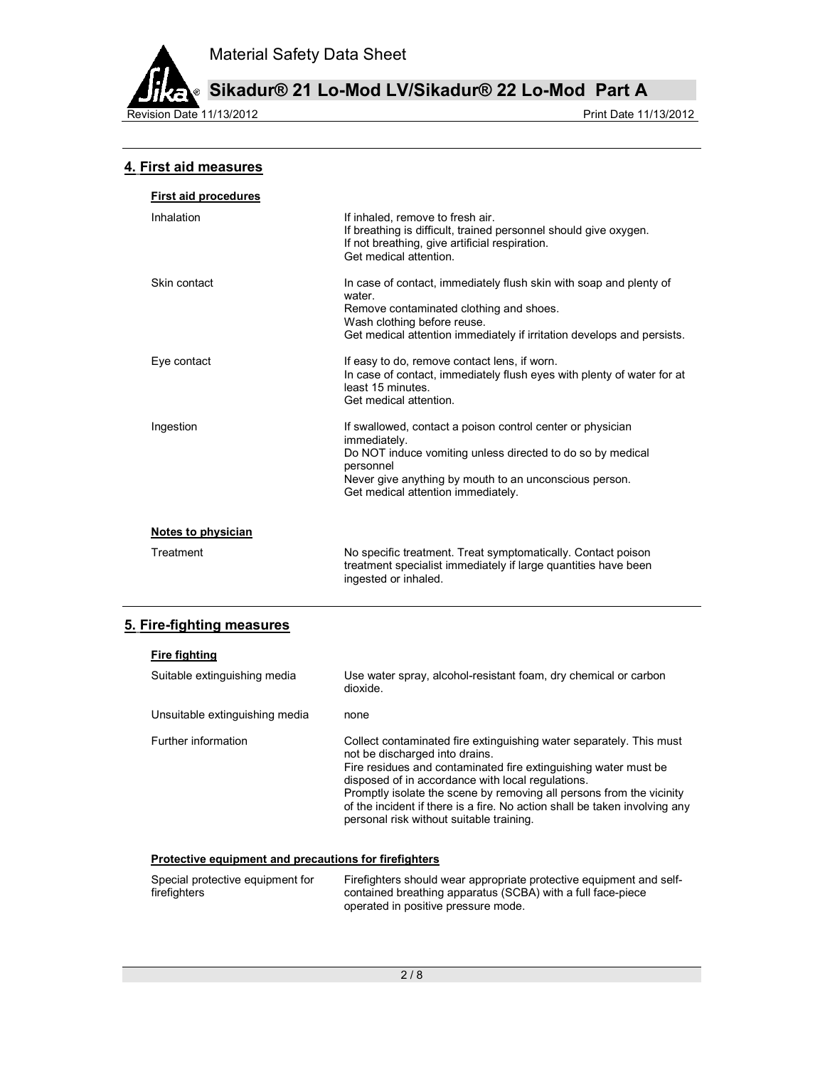## 4. First aid measures

**First aid procedures**

| | |
|---|---|
| Inhalation | If inhaled, remove to fresh air.<br>If breathing is difficult, trained personnel should give oxygen.<br>If not breathing, give artificial respiration.<br>Get medical attention. |
| Skin contact | In case of contact, immediately flush skin with soap and plenty of water.<br>Remove contaminated clothing and shoes.<br>Wash clothing before reuse.<br>Get medical attention immediately if irritation develops and persists. |
| Eye contact | If easy to do, remove contact lens, if worn.<br>In case of contact, immediately flush eyes with plenty of water for at least 15 minutes.<br>Get medical attention. |
| Ingestion | If swallowed, contact a poison control center or physician immediately.<br>Do NOT induce vomiting unless directed to do so by medical personnel<br>Never give anything by mouth to an unconscious person.<br>Get medical attention immediately. |

**Notes to physician**

| | |
|---|---|
| Treatment | No specific treatment. Treat symptomatically. Contact poison treatment specialist immediately if large quantities have been ingested or inhaled. |

## 5. Fire-fighting measures

**Fire fighting**

| | |
|---|---|
| Suitable extinguishing media | Use water spray, alcohol-resistant foam, dry chemical or carbon dioxide. |
| Unsuitable extinguishing media | none |
| Further information | Collect contaminated fire extinguishing water separately. This must not be discharged into drains.<br>Fire residues and contaminated fire extinguishing water must be disposed of in accordance with local regulations.<br>Promptly isolate the scene by removing all persons from the vicinity of the incident if there is a fire. No action shall be taken involving any personal risk without suitable training. |

**Protective equipment and precautions for firefighters**

| | |
|---|---|
| Special protective equipment for firefighters | Firefighters should wear appropriate protective equipment and self-contained breathing apparatus (SCBA) with a full face-piece operated in positive pressure mode. |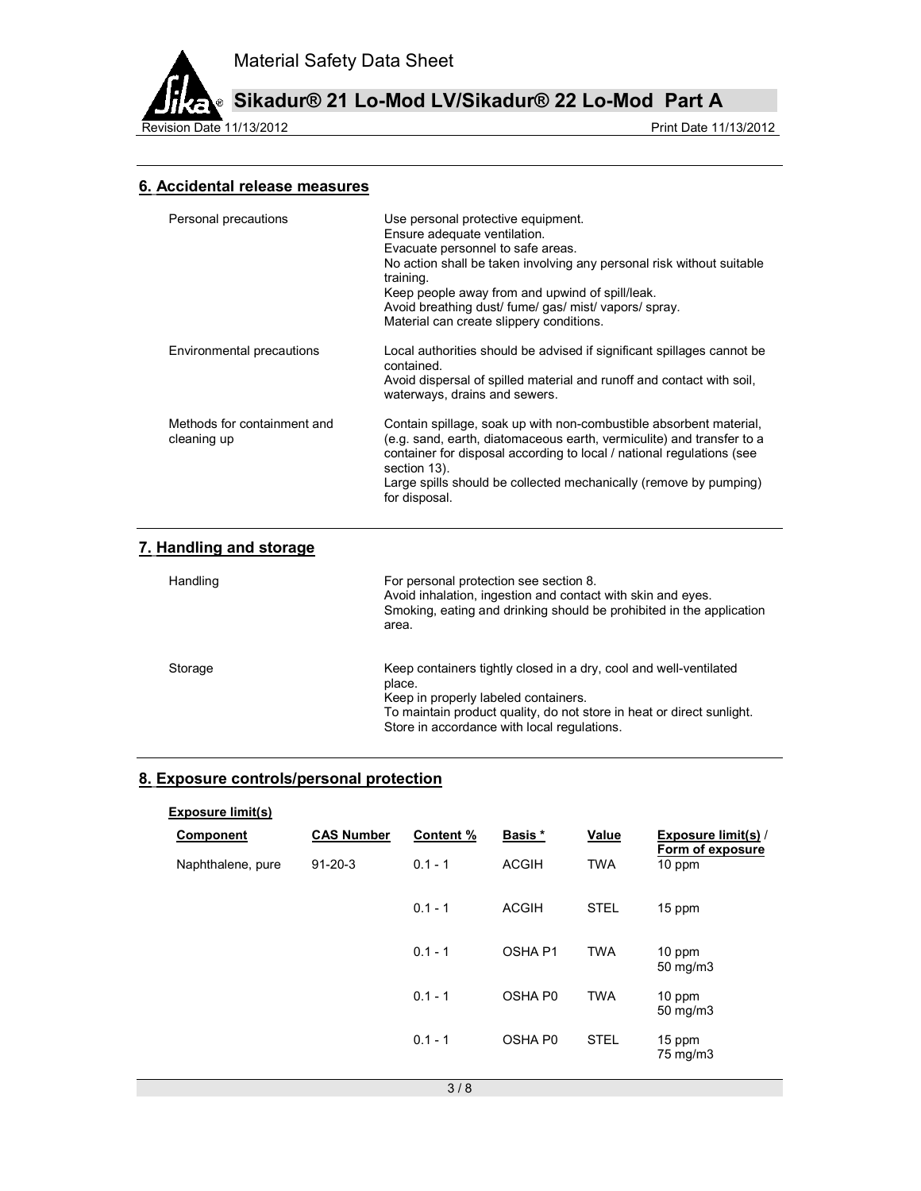## 6. Accidental release measures

| | |
|---|---|
| Personal precautions | Use personal protective equipment.<br>Ensure adequate ventilation.<br>Evacuate personnel to safe areas.<br>No action shall be taken involving any personal risk without suitable training.<br>Keep people away from and upwind of spill/leak.<br>Avoid breathing dust/ fume/ gas/ mist/ vapors/ spray.<br>Material can create slippery conditions. |
| Environmental precautions | Local authorities should be advised if significant spillages cannot be contained.<br>Avoid dispersal of spilled material and runoff and contact with soil, waterways, drains and sewers. |
| Methods for containment and cleaning up | Contain spillage, soak up with non-combustible absorbent material, (e.g. sand, earth, diatomaceous earth, vermiculite) and transfer to a container for disposal according to local / national regulations (see section 13).<br>Large spills should be collected mechanically (remove by pumping) for disposal. |

## 7. Handling and storage

| | |
|---|---|
| Handling | For personal protection see section 8.<br>Avoid inhalation, ingestion and contact with skin and eyes.<br>Smoking, eating and drinking should be prohibited in the application area. |
| Storage | Keep containers tightly closed in a dry, cool and well-ventilated place.<br>Keep in properly labeled containers.<br>To maintain product quality, do not store in heat or direct sunlight.<br>Store in accordance with local regulations. |

## 8. Exposure controls/personal protection

**Exposure limit(s)**

| Component | CAS Number | Content % | Basis * | Value | Exposure limit(s) / Form of exposure |
|---|---|---|---|---|---|
| Naphthalene, pure | 91-20-3 | 0.1 - 1 | ACGIH | TWA | 10 ppm |
| | | 0.1 - 1 | ACGIH | STEL | 15 ppm |
| | | 0.1 - 1 | OSHA P1 | TWA | 10 ppm<br>50 mg/m3 |
| | | 0.1 - 1 | OSHA P0 | TWA | 10 ppm<br>50 mg/m3 |
| | | 0.1 - 1 | OSHA P0 | STEL | 15 ppm<br>75 mg/m3 |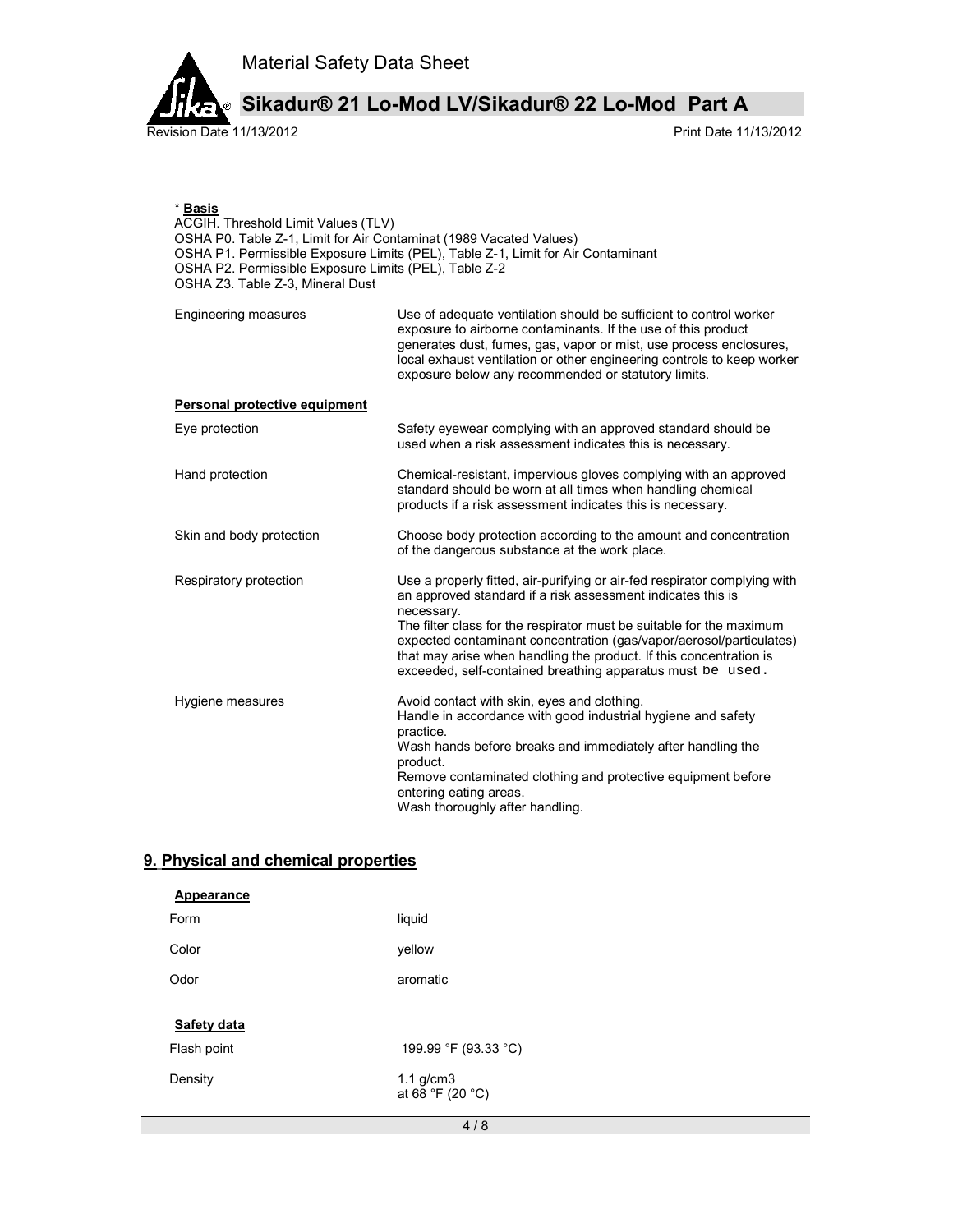\* **Basis**

ACGIH. Threshold Limit Values (TLV)
OSHA P0. Table Z-1, Limit for Air Contaminat (1989 Vacated Values)
OSHA P1. Permissible Exposure Limits (PEL), Table Z-1, Limit for Air Contaminant
OSHA P2. Permissible Exposure Limits (PEL), Table Z-2
OSHA Z3. Table Z-3, Mineral Dust

| | |
|---|---|
| Engineering measures | Use of adequate ventilation should be sufficient to control worker exposure to airborne contaminants. If the use of this product generates dust, fumes, gas, vapor or mist, use process enclosures, local exhaust ventilation or other engineering controls to keep worker exposure below any recommended or statutory limits. |

**Personal protective equipment**

| | |
|---|---|
| Eye protection | Safety eyewear complying with an approved standard should be used when a risk assessment indicates this is necessary. |
| Hand protection | Chemical-resistant, impervious gloves complying with an approved standard should be worn at all times when handling chemical products if a risk assessment indicates this is necessary. |
| Skin and body protection | Choose body protection according to the amount and concentration of the dangerous substance at the work place. |
| Respiratory protection | Use a properly fitted, air-purifying or air-fed respirator complying with an approved standard if a risk assessment indicates this is necessary. The filter class for the respirator must be suitable for the maximum expected contaminant concentration (gas/vapor/aerosol/particulates) that may arise when handling the product. If this concentration is exceeded, self-contained breathing apparatus must be used. |
| Hygiene measures | Avoid contact with skin, eyes and clothing. Handle in accordance with good industrial hygiene and safety practice. Wash hands before breaks and immediately after handling the product. Remove contaminated clothing and protective equipment before entering eating areas. Wash thoroughly after handling. |

## 9. Physical and chemical properties

**Appearance**

| | |
|---|---|
| Form | liquid |
| Color | yellow |
| Odor | aromatic |

**Safety data**

| | |
|---|---|
| Flash point | 199.99 °F (93.33 °C) |
| Density | 1.1 g/cm3 at 68 °F (20 °C) |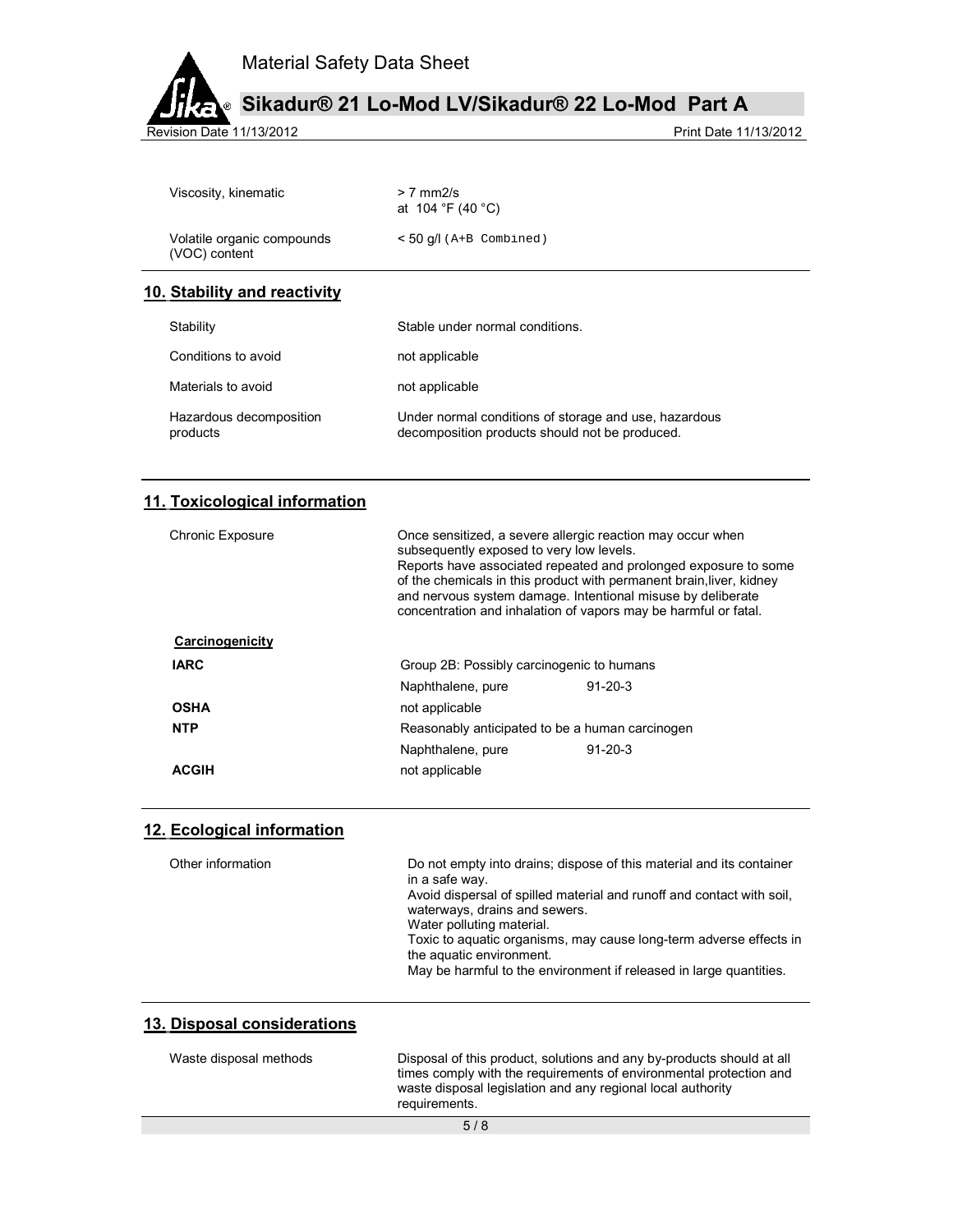| | |
|---|---|
| Viscosity, kinematic | > 7 mm2/s<br>at 104 °F (40 °C) |
| Volatile organic compounds (VOC) content | < 50 g/l (A+B Combined) |

## 10. Stability and reactivity

| | |
|---|---|
| Stability | Stable under normal conditions. |
| Conditions to avoid | not applicable |
| Materials to avoid | not applicable |
| Hazardous decomposition products | Under normal conditions of storage and use, hazardous decomposition products should not be produced. |

## 11. Toxicological information

| | |
|---|---|
| Chronic Exposure | Once sensitized, a severe allergic reaction may occur when subsequently exposed to very low levels.<br>Reports have associated repeated and prolonged exposure to some of the chemicals in this product with permanent brain,liver, kidney and nervous system damage. Intentional misuse by deliberate concentration and inhalation of vapors may be harmful or fatal. |

**Carcinogenicity**

| | | |
|---|---|---|
| **IARC** | Group 2B: Possibly carcinogenic to humans | |
| | Naphthalene, pure | 91-20-3 |
| **OSHA** | not applicable | |
| **NTP** | Reasonably anticipated to be a human carcinogen | |
| | Naphthalene, pure | 91-20-3 |
| **ACGIH** | not applicable | |

## 12. Ecological information

| | |
|---|---|
| Other information | Do not empty into drains; dispose of this material and its container in a safe way.<br>Avoid dispersal of spilled material and runoff and contact with soil, waterways, drains and sewers.<br>Water polluting material.<br>Toxic to aquatic organisms, may cause long-term adverse effects in the aquatic environment.<br>May be harmful to the environment if released in large quantities. |

## 13. Disposal considerations

| | |
|---|---|
| Waste disposal methods | Disposal of this product, solutions and any by-products should at all times comply with the requirements of environmental protection and waste disposal legislation and any regional local authority requirements. |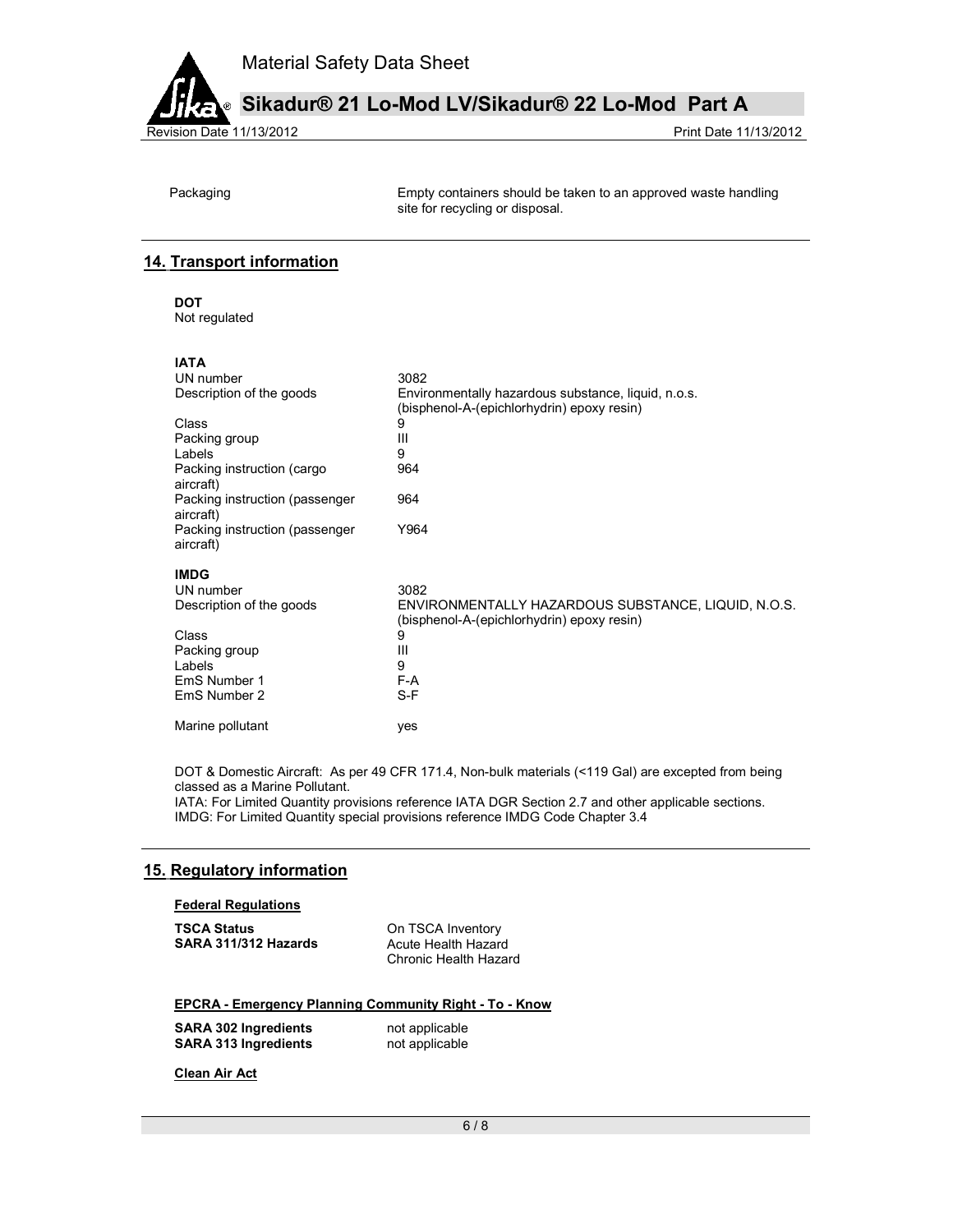| | |
|---|---|
| Packaging | Empty containers should be taken to an approved waste handling site for recycling or disposal. |

## 14. Transport information

**DOT**
Not regulated

**IATA**

| | |
|---|---|
| UN number | 3082 |
| Description of the goods | Environmentally hazardous substance, liquid, n.o.s. (bisphenol-A-(epichlorhydrin) epoxy resin) |
| Class | 9 |
| Packing group | III |
| Labels | 9 |
| Packing instruction (cargo aircraft) | 964 |
| Packing instruction (passenger aircraft) | 964 |
| Packing instruction (passenger aircraft) | Y964 |

**IMDG**

| | |
|---|---|
| UN number | 3082 |
| Description of the goods | ENVIRONMENTALLY HAZARDOUS SUBSTANCE, LIQUID, N.O.S. (bisphenol-A-(epichlorhydrin) epoxy resin) |
| Class | 9 |
| Packing group | III |
| Labels | 9 |
| EmS Number 1 | F-A |
| EmS Number 2 | S-F |
| Marine pollutant | yes |

DOT & Domestic Aircraft: As per 49 CFR 171.4, Non-bulk materials (<119 Gal) are excepted from being classed as a Marine Pollutant.
IATA: For Limited Quantity provisions reference IATA DGR Section 2.7 and other applicable sections.
IMDG: For Limited Quantity special provisions reference IMDG Code Chapter 3.4

## 15. Regulatory information

**Federal Regulations**

| | |
|---|---|
| **TSCA Status** | On TSCA Inventory |
| **SARA 311/312 Hazards** | Acute Health Hazard<br>Chronic Health Hazard |

**EPCRA - Emergency Planning Community Right - To - Know**

| | |
|---|---|
| **SARA 302 Ingredients** | not applicable |
| **SARA 313 Ingredients** | not applicable |

**Clean Air Act**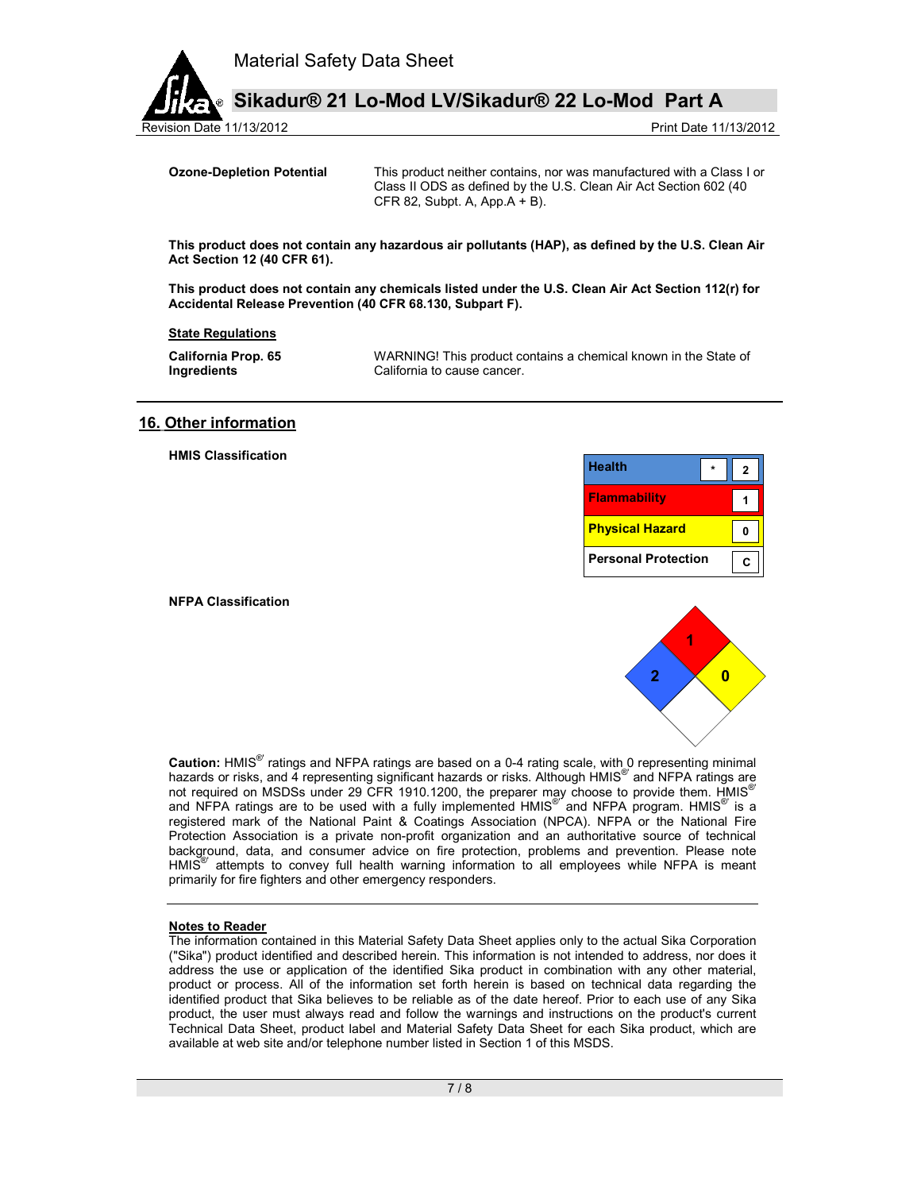**Ozone-Depletion Potential** This product neither contains, nor was manufactured with a Class I or Class II ODS as defined by the U.S. Clean Air Act Section 602 (40 CFR 82, Subpt. A, App.A + B).

**This product does not contain any hazardous air pollutants (HAP), as defined by the U.S. Clean Air Act Section 12 (40 CFR 61).**

**This product does not contain any chemicals listed under the U.S. Clean Air Act Section 112(r) for Accidental Release Prevention (40 CFR 68.130, Subpart F).**

**State Regulations**

**California Prop. 65 Ingredients** WARNING! This product contains a chemical known in the State of California to cause cancer.

## 16. Other information

**HMIS Classification**

| | | |
|---|---|---|
| Health | * | 2 |
| Flammability | | 1 |
| Physical Hazard | | 0 |
| Personal Protection | | C |

**NFPA Classification**

| Health (blue) | Flammability (red) | Instability (yellow) | Special (white) |
|---|---|---|---|
| 2 | 1 | 0 | |

**Caution:** HMIS® ratings and NFPA ratings are based on a 0-4 rating scale, with 0 representing minimal hazards or risks, and 4 representing significant hazards or risks. Although HMIS® and NFPA ratings are not required on MSDSs under 29 CFR 1910.1200, the preparer may choose to provide them. HMIS® and NFPA ratings are to be used with a fully implemented HMIS® and NFPA program. HMIS® is a registered mark of the National Paint & Coatings Association (NPCA). NFPA or the National Fire Protection Association is a private non-profit organization and an authoritative source of technical background, data, and consumer advice on fire protection, problems and prevention. Please note HMIS® attempts to convey full health warning information to all employees while NFPA is meant primarily for fire fighters and other emergency responders.

**Notes to Reader**

The information contained in this Material Safety Data Sheet applies only to the actual Sika Corporation ("Sika") product identified and described herein. This information is not intended to address, nor does it address the use or application of the identified Sika product in combination with any other material, product or process. All of the information set forth herein is based on technical data regarding the identified product that Sika believes to be reliable as of the date hereof. Prior to each use of any Sika product, the user must always read and follow the warnings and instructions on the product's current Technical Data Sheet, product label and Material Safety Data Sheet for each Sika product, which are available at web site and/or telephone number listed in Section 1 of this MSDS.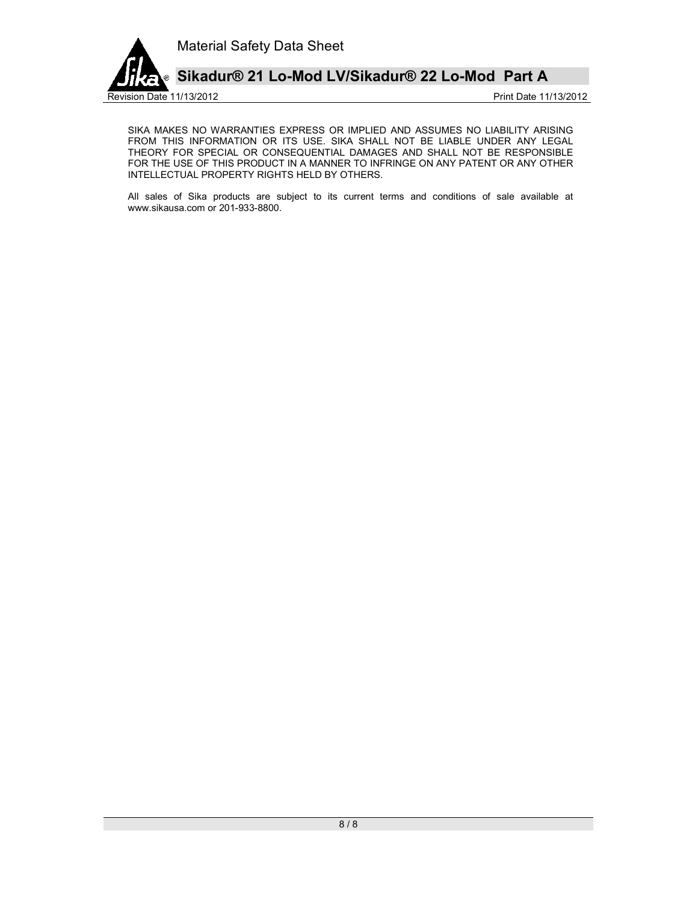SIKA MAKES NO WARRANTIES EXPRESS OR IMPLIED AND ASSUMES NO LIABILITY ARISING FROM THIS INFORMATION OR ITS USE. SIKA SHALL NOT BE LIABLE UNDER ANY LEGAL THEORY FOR SPECIAL OR CONSEQUENTIAL DAMAGES AND SHALL NOT BE RESPONSIBLE FOR THE USE OF THIS PRODUCT IN A MANNER TO INFRINGE ON ANY PATENT OR ANY OTHER INTELLECTUAL PROPERTY RIGHTS HELD BY OTHERS.

All sales of Sika products are subject to its current terms and conditions of sale available at www.sikausa.com or 201-933-8800.